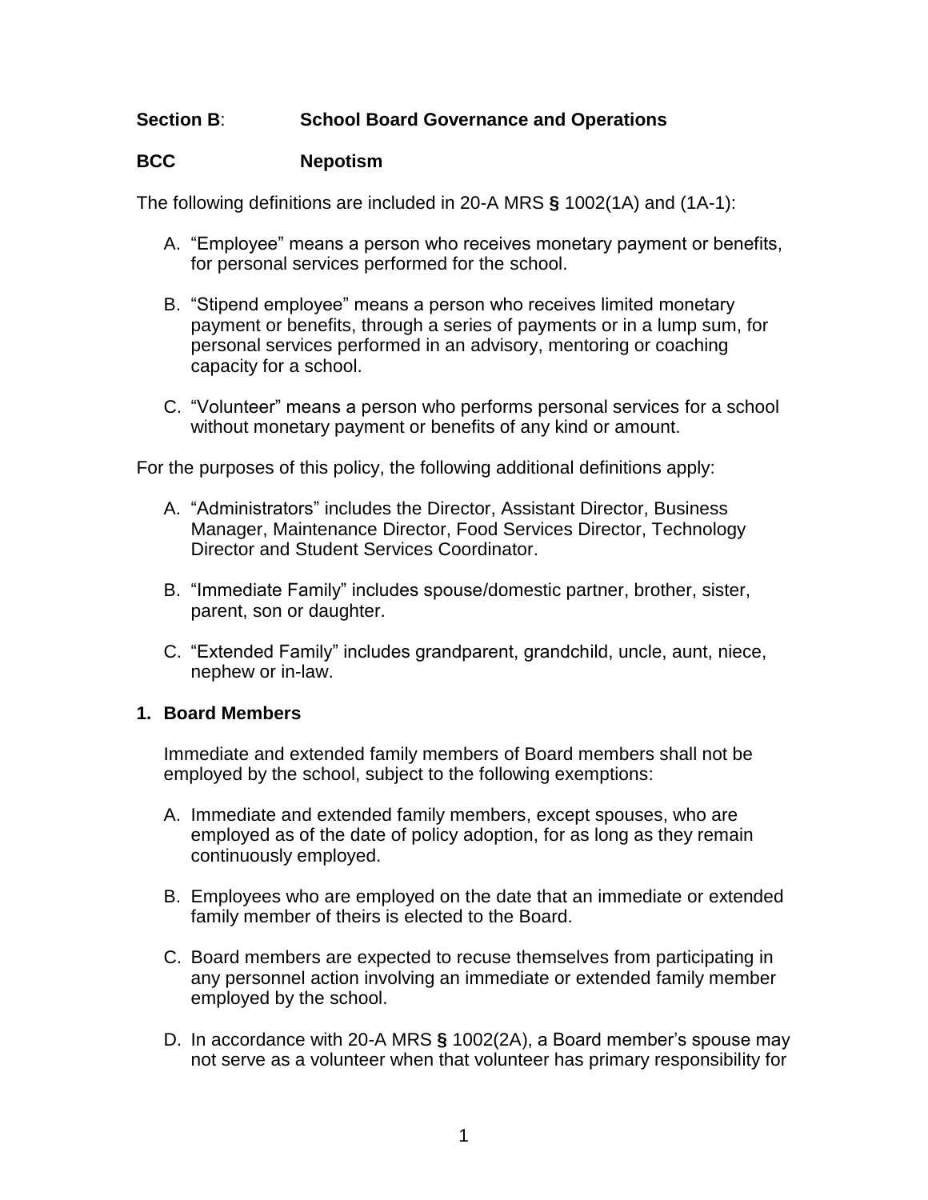**Section B**: **School Board Governance and Operations**

**BCC Nepotism**

The following definitions are included in 20-A MRS **§** 1002(1A) and (1A-1):

A. “Employee” means a person who receives monetary payment or benefits, for personal services performed for the school.

B. “Stipend employee” means a person who receives limited monetary payment or benefits, through a series of payments or in a lump sum, for personal services performed in an advisory, mentoring or coaching capacity for a school.

C. “Volunteer” means a person who performs personal services for a school without monetary payment or benefits of any kind or amount.

For the purposes of this policy, the following additional definitions apply:

A. “Administrators” includes the Director, Assistant Director, Business Manager, Maintenance Director, Food Services Director, Technology Director and Student Services Coordinator.

B. “Immediate Family” includes spouse/domestic partner, brother, sister, parent, son or daughter.

C. “Extended Family” includes grandparent, grandchild, uncle, aunt, niece, nephew or in-law.

**1. Board Members**

Immediate and extended family members of Board members shall not be employed by the school, subject to the following exemptions:

A. Immediate and extended family members, except spouses, who are employed as of the date of policy adoption, for as long as they remain continuously employed.

B. Employees who are employed on the date that an immediate or extended family member of theirs is elected to the Board.

C. Board members are expected to recuse themselves from participating in any personnel action involving an immediate or extended family member employed by the school.

D. In accordance with 20-A MRS **§** 1002(2A), a Board member’s spouse may not serve as a volunteer when that volunteer has primary responsibility for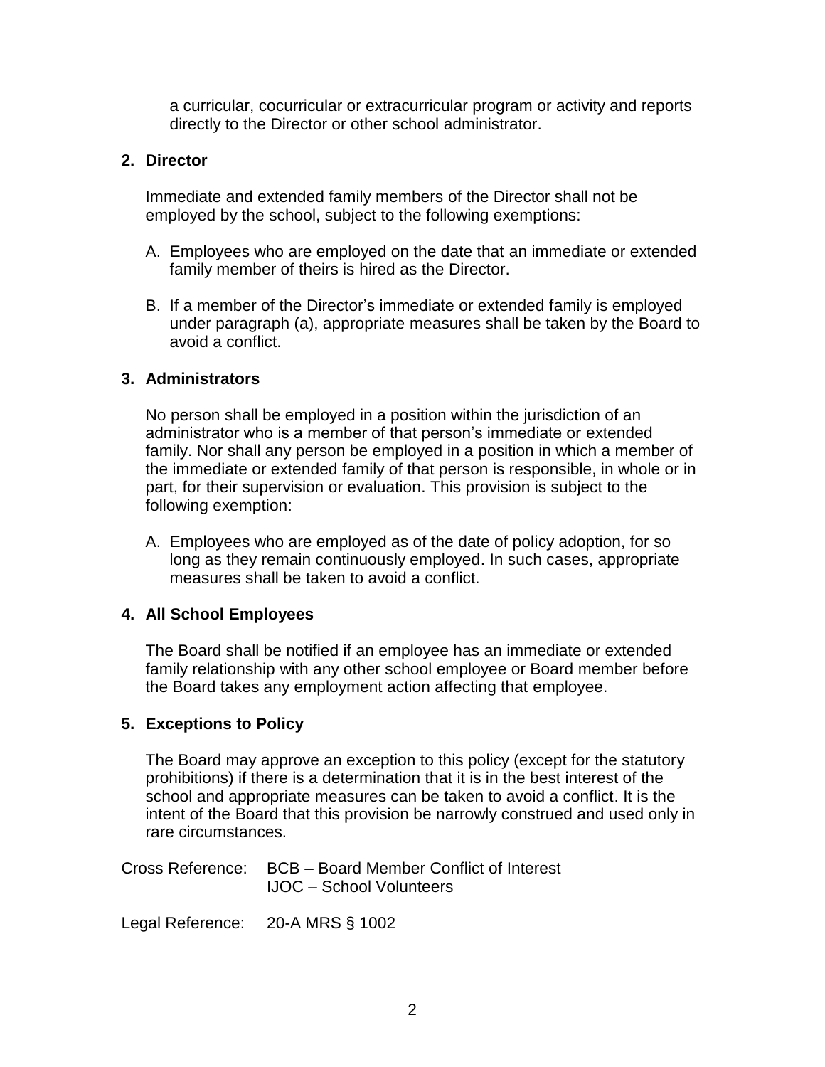a curricular, cocurricular or extracurricular program or activity and reports directly to the Director or other school administrator.

**2. Director**

Immediate and extended family members of the Director shall not be employed by the school, subject to the following exemptions:

A. Employees who are employed on the date that an immediate or extended family member of theirs is hired as the Director.

B. If a member of the Director's immediate or extended family is employed under paragraph (a), appropriate measures shall be taken by the Board to avoid a conflict.

**3. Administrators**

No person shall be employed in a position within the jurisdiction of an administrator who is a member of that person's immediate or extended family. Nor shall any person be employed in a position in which a member of the immediate or extended family of that person is responsible, in whole or in part, for their supervision or evaluation. This provision is subject to the following exemption:

A. Employees who are employed as of the date of policy adoption, for so long as they remain continuously employed. In such cases, appropriate measures shall be taken to avoid a conflict.

**4. All School Employees**

The Board shall be notified if an employee has an immediate or extended family relationship with any other school employee or Board member before the Board takes any employment action affecting that employee.

**5. Exceptions to Policy**

The Board may approve an exception to this policy (except for the statutory prohibitions) if there is a determination that it is in the best interest of the school and appropriate measures can be taken to avoid a conflict. It is the intent of the Board that this provision be narrowly construed and used only in rare circumstances.

Cross Reference: BCB – Board Member Conflict of Interest
IJOC – School Volunteers

Legal Reference: 20-A MRS § 1002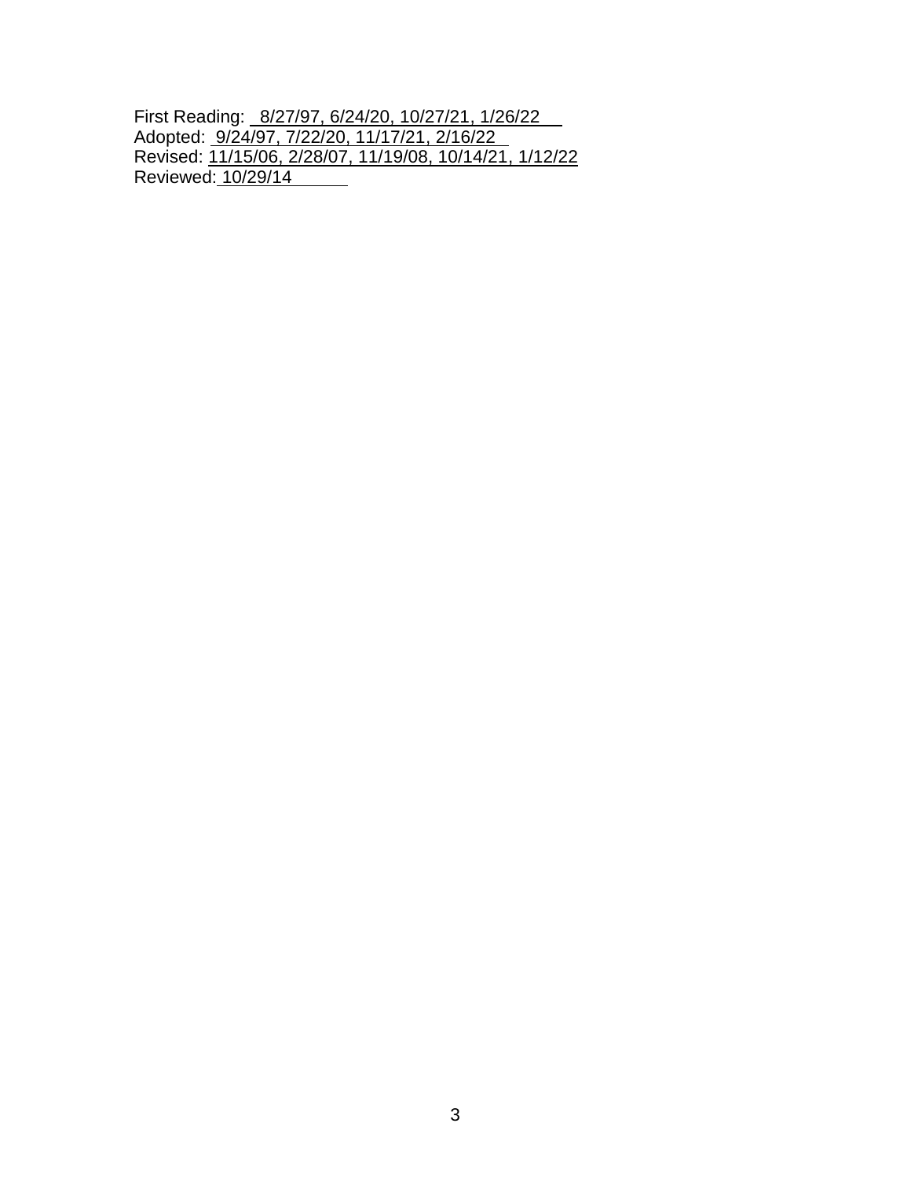First Reading: 8/27/97, 6/24/20, 10/27/21, 1/26/22
Adopted: 9/24/97, 7/22/20, 11/17/21, 2/16/22
Revised: 11/15/06, 2/28/07, 11/19/08, 10/14/21, 1/12/22
Reviewed: 10/29/14